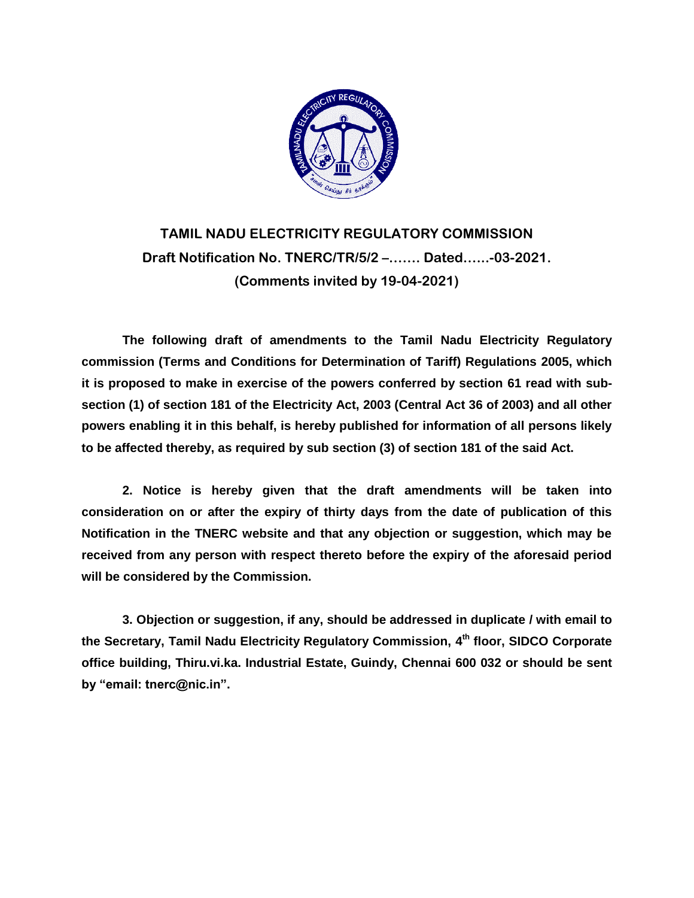# TAMIL NADU ELECTRICITY REGULATORY COMMISSION

## Draft Notification No. TNERC/TR/5/2 –……. Dated……-03-2021.

## (Comments invited by 19-04-2021)

**The following draft of amendments to the Tamil Nadu Electricity Regulatory commission (Terms and Conditions for Determination of Tariff) Regulations 2005, which it is proposed to make in exercise of the powers conferred by section 61 read with sub-section (1) of section 181 of the Electricity Act, 2003 (Central Act 36 of 2003) and all other powers enabling it in this behalf, is hereby published for information of all persons likely to be affected thereby, as required by sub section (3) of section 181 of the said Act.**

**2. Notice is hereby given that the draft amendments will be taken into consideration on or after the expiry of thirty days from the date of publication of this Notification in the TNERC website and that any objection or suggestion, which may be received from any person with respect thereto before the expiry of the aforesaid period will be considered by the Commission.**

**3. Objection or suggestion, if any, should be addressed in duplicate / with email to the Secretary, Tamil Nadu Electricity Regulatory Commission, 4th floor, SIDCO Corporate office building, Thiru.vi.ka. Industrial Estate, Guindy, Chennai 600 032 or should be sent by "email: tnerc@nic.in".**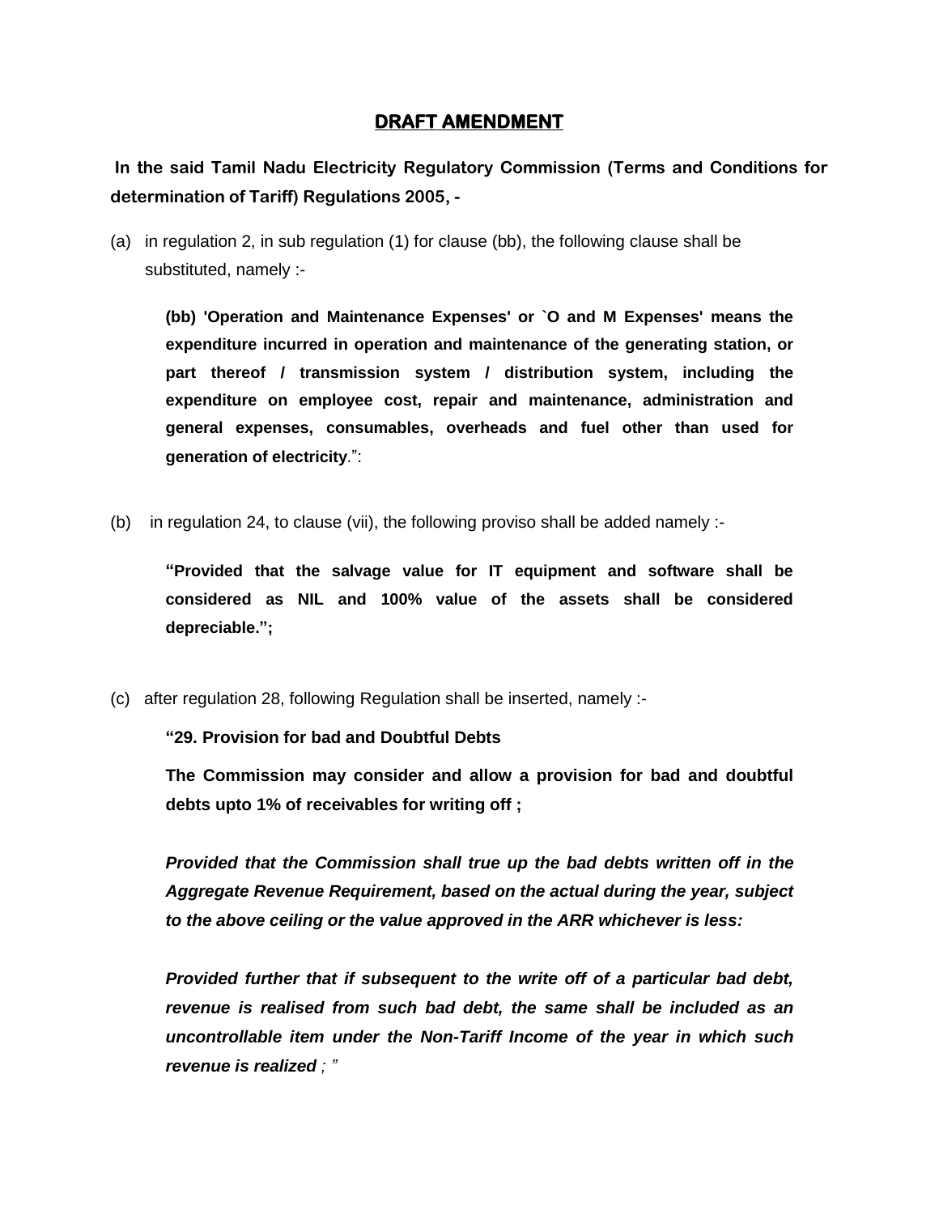## DRAFT AMENDMENT

**In the said Tamil Nadu Electricity Regulatory Commission (Terms and Conditions for determination of Tariff) Regulations 2005, -**

(a) in regulation 2, in sub regulation (1) for clause (bb), the following clause shall be substituted, namely :-

> **(bb) 'Operation and Maintenance Expenses' or `O and M Expenses' means the expenditure incurred in operation and maintenance of the generating station, or part thereof / transmission system / distribution system, including the expenditure on employee cost, repair and maintenance, administration and general expenses, consumables, overheads and fuel other than used for generation of electricity**.":

(b) in regulation 24, to clause (vii), the following proviso shall be added namely :-

> **"Provided that the salvage value for IT equipment and software shall be considered as NIL and 100% value of the assets shall be considered depreciable.";**

(c) after regulation 28, following Regulation shall be inserted, namely :-

> **"29. Provision for bad and Doubtful Debts**
>
> **The Commission may consider and allow a provision for bad and doubtful debts upto 1% of receivables for writing off ;**
>
> ***Provided that the Commission shall true up the bad debts written off in the Aggregate Revenue Requirement, based on the actual during the year, subject to the above ceiling or the value approved in the ARR whichever is less:***
>
> ***Provided further that if subsequent to the write off of a particular bad debt, revenue is realised from such bad debt, the same shall be included as an uncontrollable item under the Non-Tariff Income of the year in which such revenue is realized*** *; "*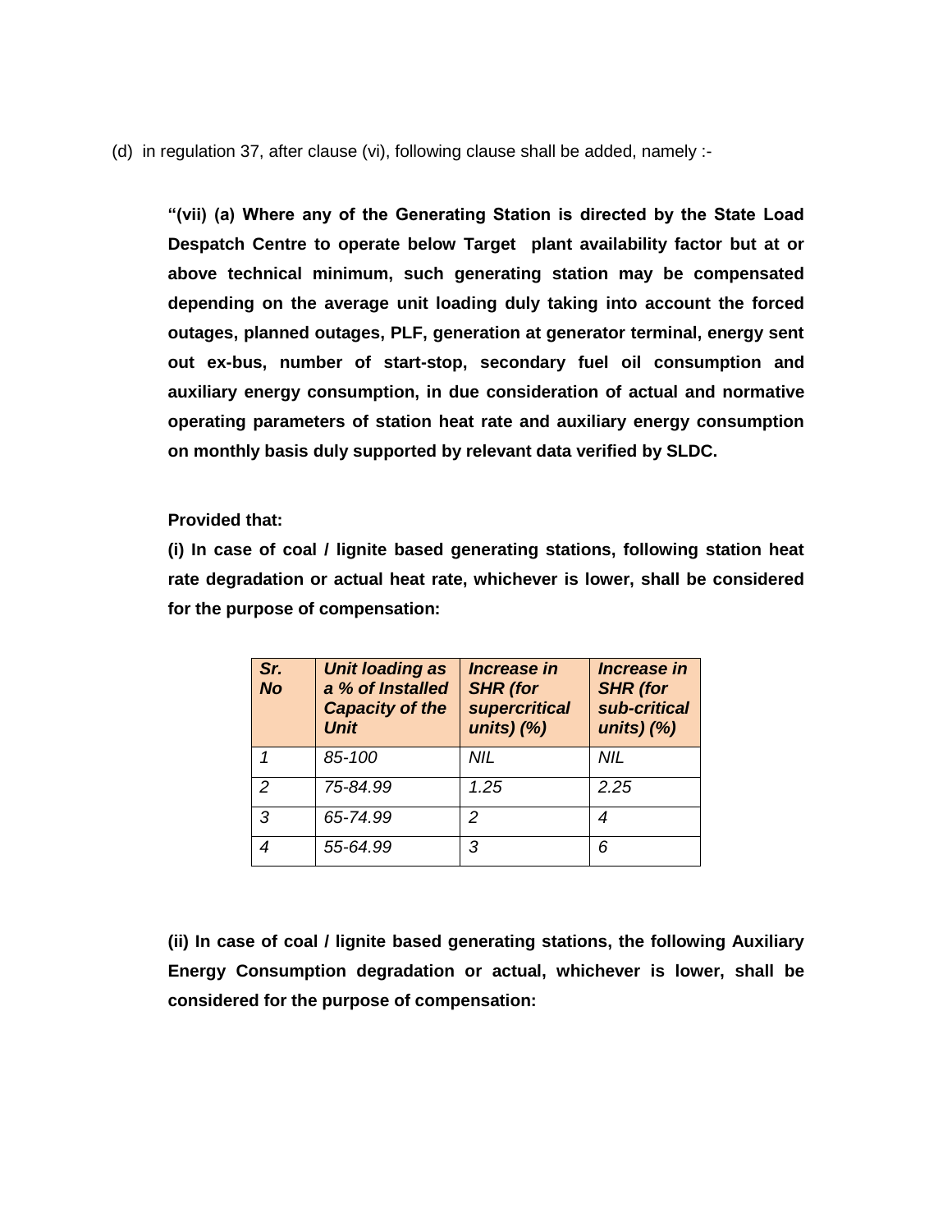(d) in regulation 37, after clause (vi), following clause shall be added, namely :-

> **"(vii) (a) Where any of the Generating Station is directed by the State Load Despatch Centre to operate below Target plant availability factor but at or above technical minimum, such generating station may be compensated depending on the average unit loading duly taking into account the forced outages, planned outages, PLF, generation at generator terminal, energy sent out ex-bus, number of start-stop, secondary fuel oil consumption and auxiliary energy consumption, in due consideration of actual and normative operating parameters of station heat rate and auxiliary energy consumption on monthly basis duly supported by relevant data verified by SLDC.**
>
> **Provided that:**
>
> **(i) In case of coal / lignite based generating stations, following station heat rate degradation or actual heat rate, whichever is lower, shall be considered for the purpose of compensation:**
>
> | ***Sr. No*** | ***Unit loading as a % of Installed Capacity of the Unit*** | ***Increase in SHR (for supercritical units) (%)*** | ***Increase in SHR (for sub-critical units) (%)*** |
> |---|---|---|---|
> | *1* | *85-100* | *NIL* | *NIL* |
> | *2* | *75-84.99* | *1.25* | *2.25* |
> | *3* | *65-74.99* | *2* | *4* |
> | *4* | *55-64.99* | *3* | *6* |
>
> **(ii) In case of coal / lignite based generating stations, the following Auxiliary Energy Consumption degradation or actual, whichever is lower, shall be considered for the purpose of compensation:**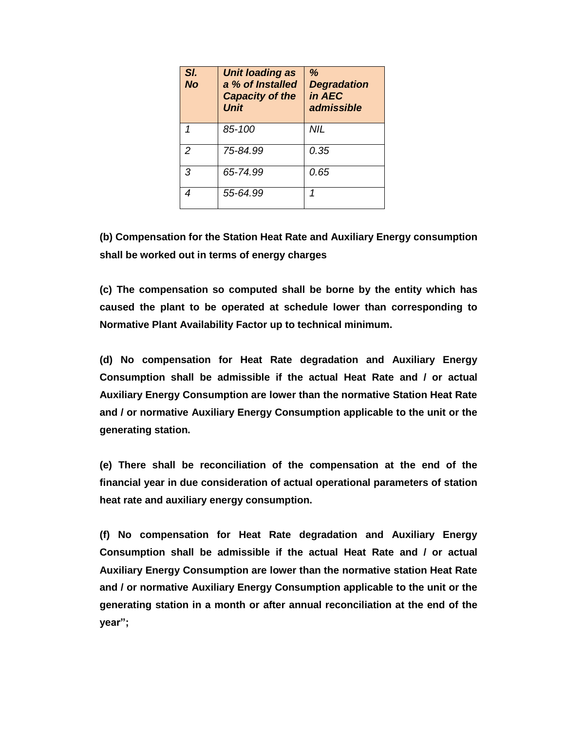| *Sl. No* | *Unit loading as a % of Installed Capacity of the Unit* | *% Degradation in AEC admissible* |
|---|---|---|
| *1* | *85-100* | *NIL* |
| *2* | *75-84.99* | *0.35* |
| *3* | *65-74.99* | *0.65* |
| *4* | *55-64.99* | *1* |

**(b) Compensation for the Station Heat Rate and Auxiliary Energy consumption shall be worked out in terms of energy charges**

**(c) The compensation so computed shall be borne by the entity which has caused the plant to be operated at schedule lower than corresponding to Normative Plant Availability Factor up to technical minimum.**

**(d) No compensation for Heat Rate degradation and Auxiliary Energy Consumption shall be admissible if the actual Heat Rate and / or actual Auxiliary Energy Consumption are lower than the normative Station Heat Rate and / or normative Auxiliary Energy Consumption applicable to the unit or the generating station.**

**(e) There shall be reconciliation of the compensation at the end of the financial year in due consideration of actual operational parameters of station heat rate and auxiliary energy consumption.**

**(f) No compensation for Heat Rate degradation and Auxiliary Energy Consumption shall be admissible if the actual Heat Rate and / or actual Auxiliary Energy Consumption are lower than the normative station Heat Rate and / or normative Auxiliary Energy Consumption applicable to the unit or the generating station in a month or after annual reconciliation at the end of the year";**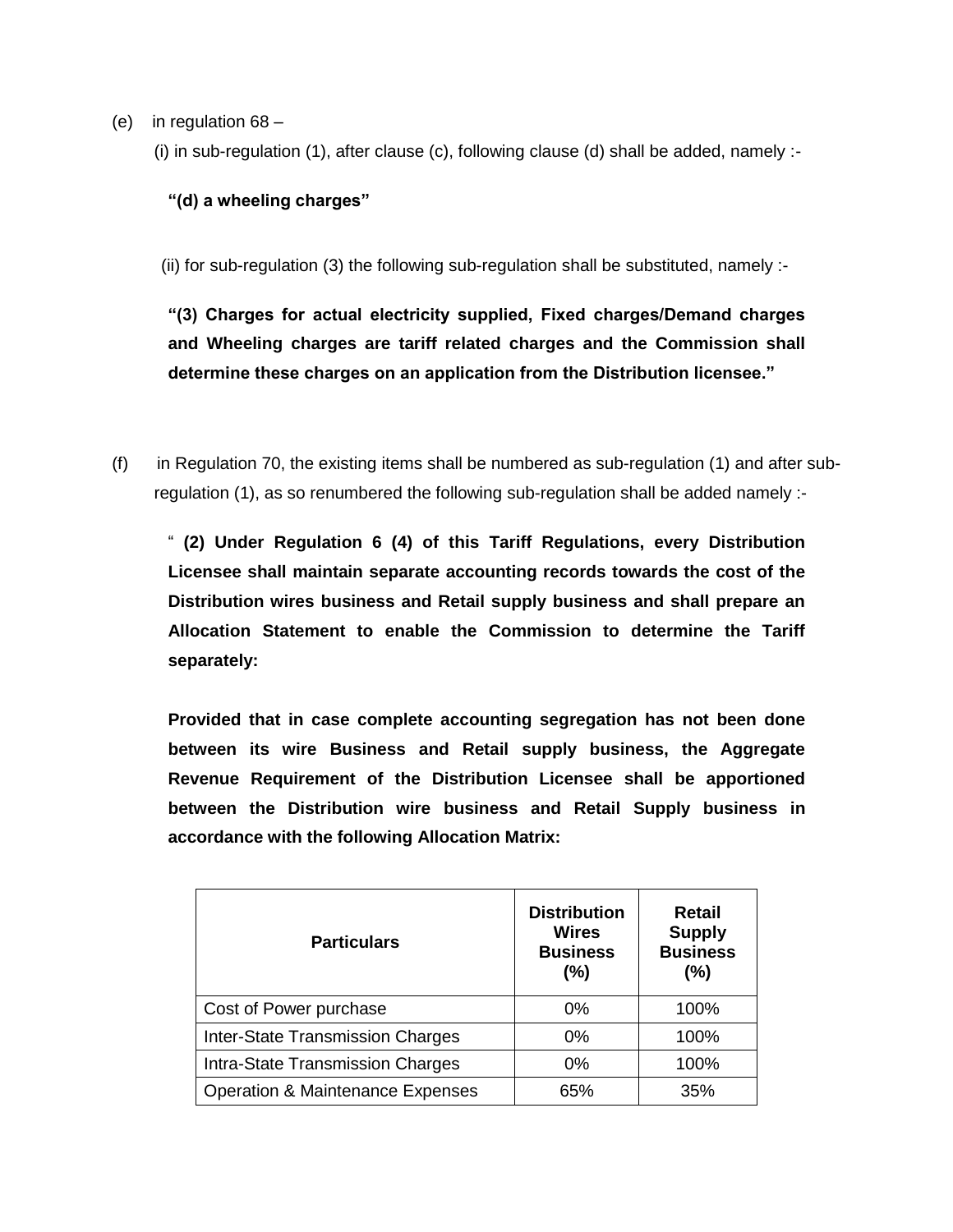(e) in regulation 68 –

(i) in sub-regulation (1), after clause (c), following clause (d) shall be added, namely :-

**"(d) a wheeling charges"**

(ii) for sub-regulation (3) the following sub-regulation shall be substituted, namely :-

**"(3) Charges for actual electricity supplied, Fixed charges/Demand charges and Wheeling charges are tariff related charges and the Commission shall determine these charges on an application from the Distribution licensee."**

(f) in Regulation 70, the existing items shall be numbered as sub-regulation (1) and after sub-regulation (1), as so renumbered the following sub-regulation shall be added namely :-

" **(2) Under Regulation 6 (4) of this Tariff Regulations, every Distribution Licensee shall maintain separate accounting records towards the cost of the Distribution wires business and Retail supply business and shall prepare an Allocation Statement to enable the Commission to determine the Tariff separately:**

**Provided that in case complete accounting segregation has not been done between its wire Business and Retail supply business, the Aggregate Revenue Requirement of the Distribution Licensee shall be apportioned between the Distribution wire business and Retail Supply business in accordance with the following Allocation Matrix:**

| Particulars | Distribution Wires Business (%) | Retail Supply Business (%) |
|---|---|---|
| Cost of Power purchase | 0% | 100% |
| Inter-State Transmission Charges | 0% | 100% |
| Intra-State Transmission Charges | 0% | 100% |
| Operation & Maintenance Expenses | 65% | 35% |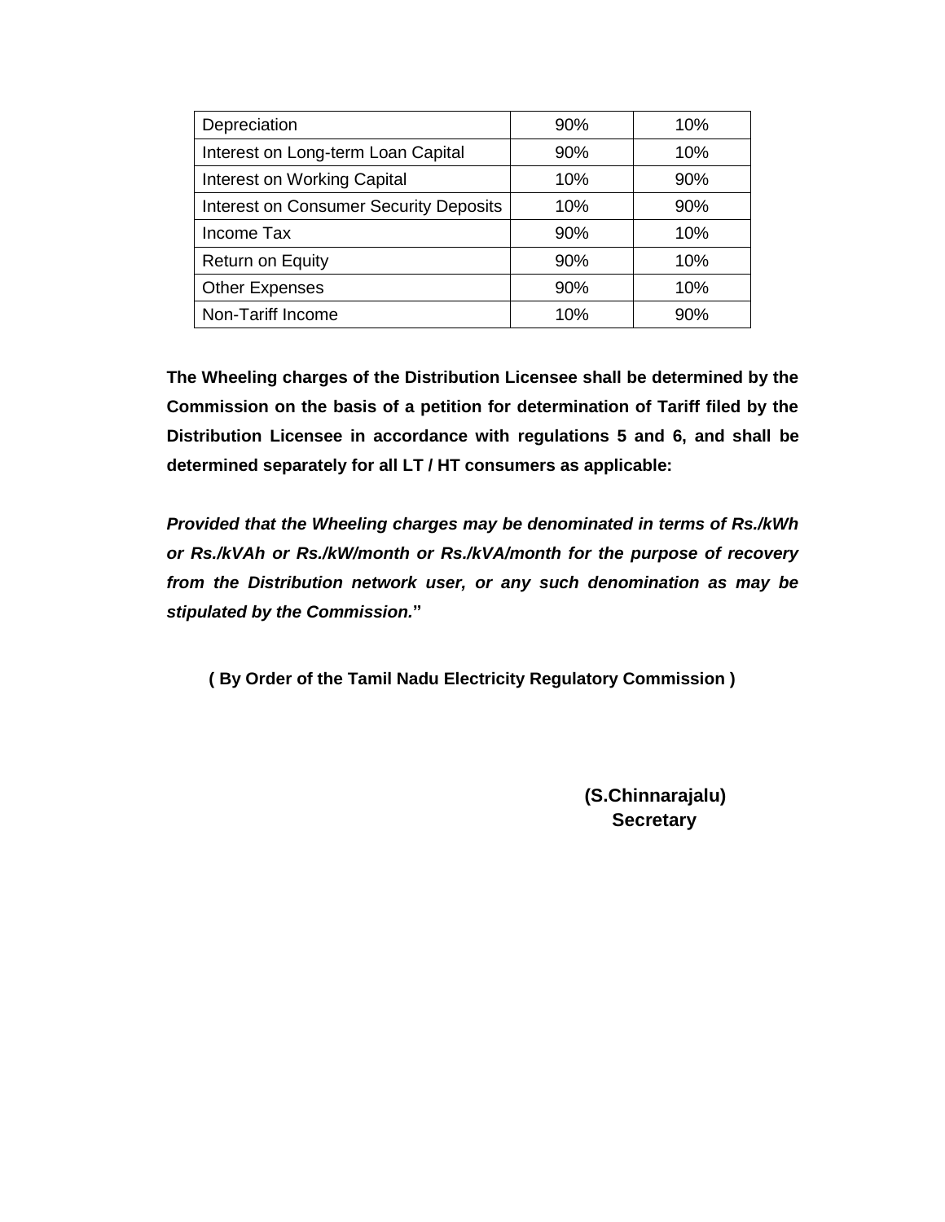| Depreciation | 90% | 10% |
|---|---|---|
| Interest on Long-term Loan Capital | 90% | 10% |
| Interest on Working Capital | 10% | 90% |
| Interest on Consumer Security Deposits | 10% | 90% |
| Income Tax | 90% | 10% |
| Return on Equity | 90% | 10% |
| Other Expenses | 90% | 10% |
| Non-Tariff Income | 10% | 90% |

**The Wheeling charges of the Distribution Licensee shall be determined by the Commission on the basis of a petition for determination of Tariff filed by the Distribution Licensee in accordance with regulations 5 and 6, and shall be determined separately for all LT / HT consumers as applicable:**

***Provided that the Wheeling charges may be denominated in terms of Rs./kWh or Rs./kVAh or Rs./kW/month or Rs./kVA/month for the purpose of recovery from the Distribution network user, or any such denomination as may be stipulated by the Commission.*****"**

**( By Order of the Tamil Nadu Electricity Regulatory Commission )**

**(S.Chinnarajalu)**
**Secretary**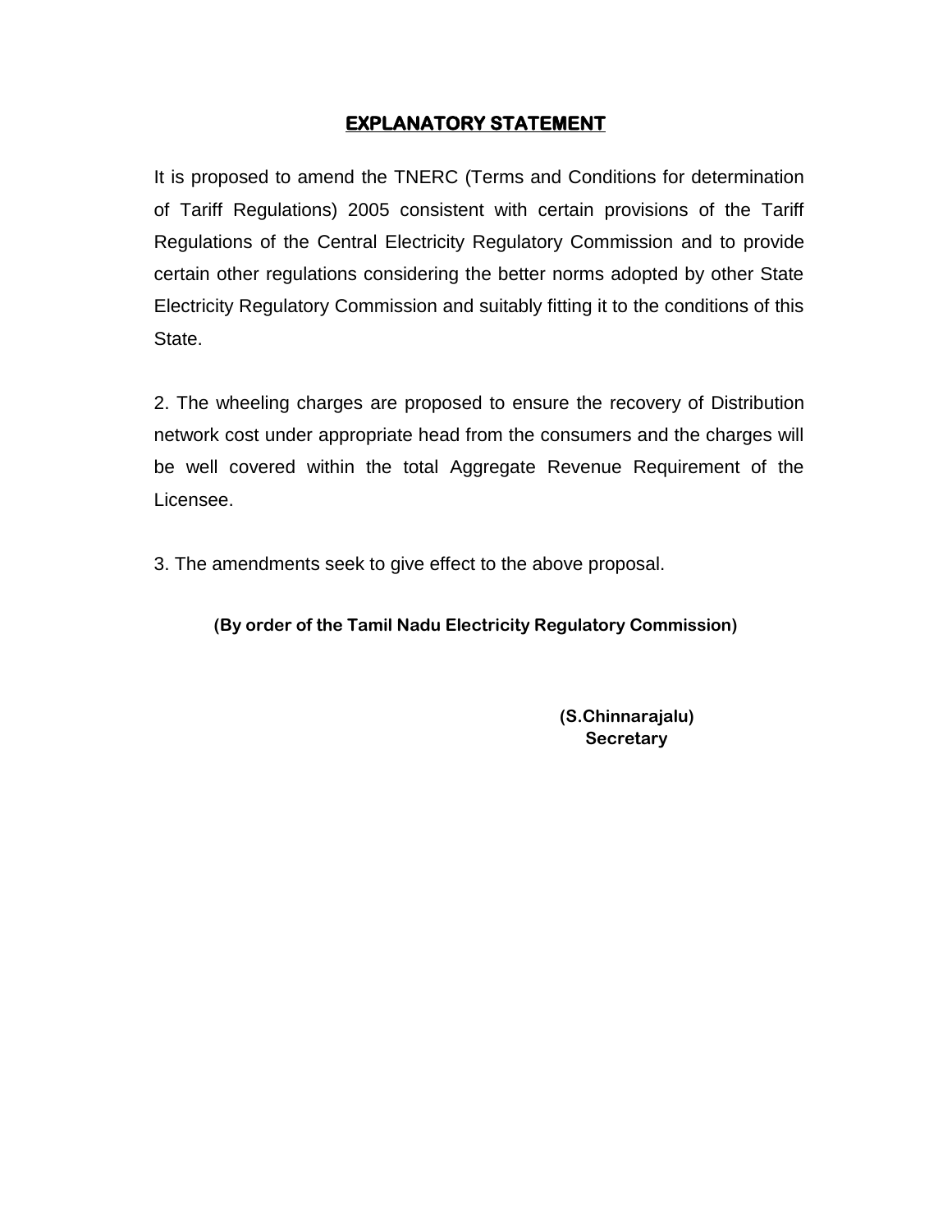# EXPLANATORY STATEMENT

It is proposed to amend the TNERC (Terms and Conditions for determination of Tariff Regulations) 2005 consistent with certain provisions of the Tariff Regulations of the Central Electricity Regulatory Commission and to provide certain other regulations considering the better norms adopted by other State Electricity Regulatory Commission and suitably fitting it to the conditions of this State.

2. The wheeling charges are proposed to ensure the recovery of Distribution network cost under appropriate head from the consumers and the charges will be well covered within the total Aggregate Revenue Requirement of the Licensee.

3. The amendments seek to give effect to the above proposal.

**(By order of the Tamil Nadu Electricity Regulatory Commission)**

**(S.Chinnarajalu)**
**Secretary**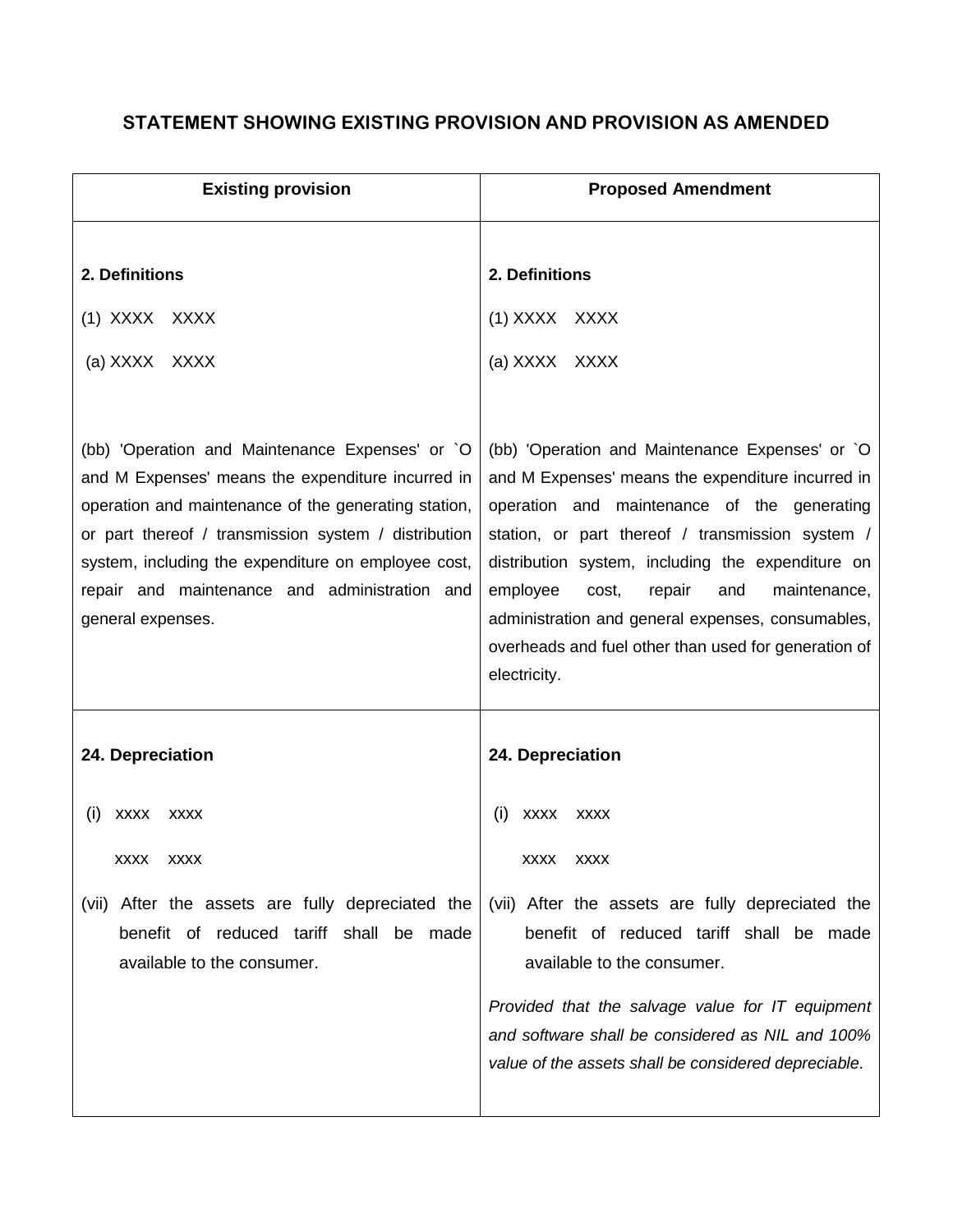## STATEMENT SHOWING EXISTING PROVISION AND PROVISION AS AMENDED

| Existing provision | Proposed Amendment |
|---|---|
| **2. Definitions**<br><br>(1) XXXX XXXX<br><br>(a) XXXX XXXX<br><br>(bb) 'Operation and Maintenance Expenses' or `O and M Expenses' means the expenditure incurred in operation and maintenance of the generating station, or part thereof / transmission system / distribution system, including the expenditure on employee cost, repair and maintenance and administration and general expenses. | **2. Definitions**<br><br>(1) XXXX XXXX<br><br>(a) XXXX XXXX<br><br>(bb) 'Operation and Maintenance Expenses' or `O and M Expenses' means the expenditure incurred in operation and maintenance of the generating station, or part thereof / transmission system / distribution system, including the expenditure on employee cost, repair and maintenance, administration and general expenses, consumables, overheads and fuel other than used for generation of electricity. |
| **24. Depreciation**<br><br>(i) xxxx xxxx<br><br>xxxx xxxx<br><br>(vii) After the assets are fully depreciated the benefit of reduced tariff shall be made available to the consumer. | **24. Depreciation**<br><br>(i) xxxx xxxx<br><br>xxxx xxxx<br><br>(vii) After the assets are fully depreciated the benefit of reduced tariff shall be made available to the consumer.<br><br>*Provided that the salvage value for IT equipment and software shall be considered as NIL and 100% value of the assets shall be considered depreciable.* |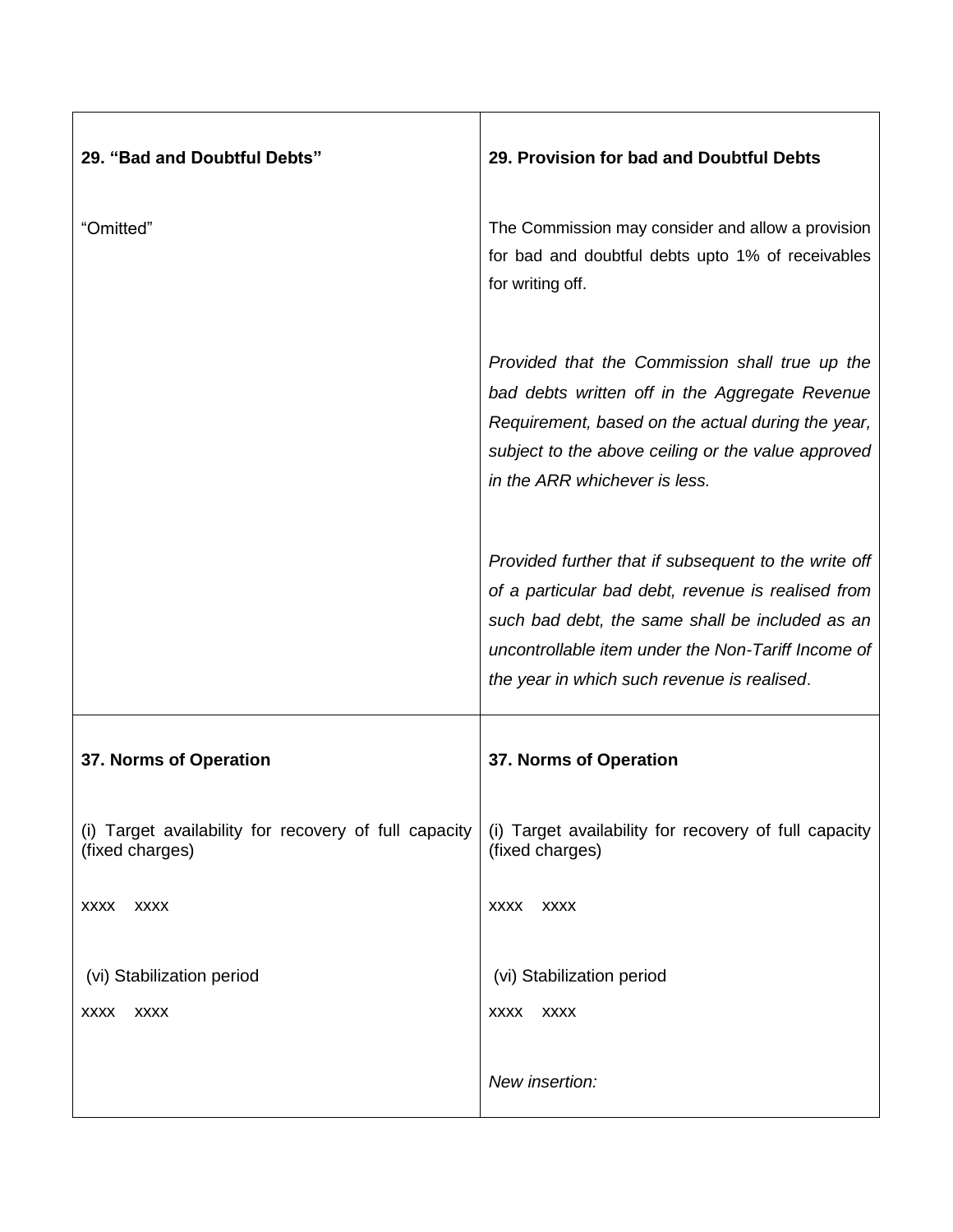| 29. **“Bad and Doubtful Debts”** | 29. **Provision for bad and Doubtful Debts** |
|---|---|
| “Omitted” | The Commission may consider and allow a provision for bad and doubtful debts upto 1% of receivables for writing off.<br><br>*Provided that the Commission shall true up the bad debts written off in the Aggregate Revenue Requirement, based on the actual during the year, subject to the above ceiling or the value approved in the ARR whichever is less.*<br><br>*Provided further that if subsequent to the write off of a particular bad debt, revenue is realised from such bad debt, the same shall be included as an uncontrollable item under the Non-Tariff Income of the year in which such revenue is realised*. |
| **37. Norms of Operation**<br><br>(i) Target availability for recovery of full capacity (fixed charges)<br><br>xxxx xxxx<br><br>(vi) Stabilization period<br><br>xxxx xxxx | **37. Norms of Operation**<br><br>(i) Target availability for recovery of full capacity (fixed charges)<br><br>xxxx xxxx<br><br>(vi) Stabilization period<br><br>xxxx xxxx<br><br>*New insertion:* |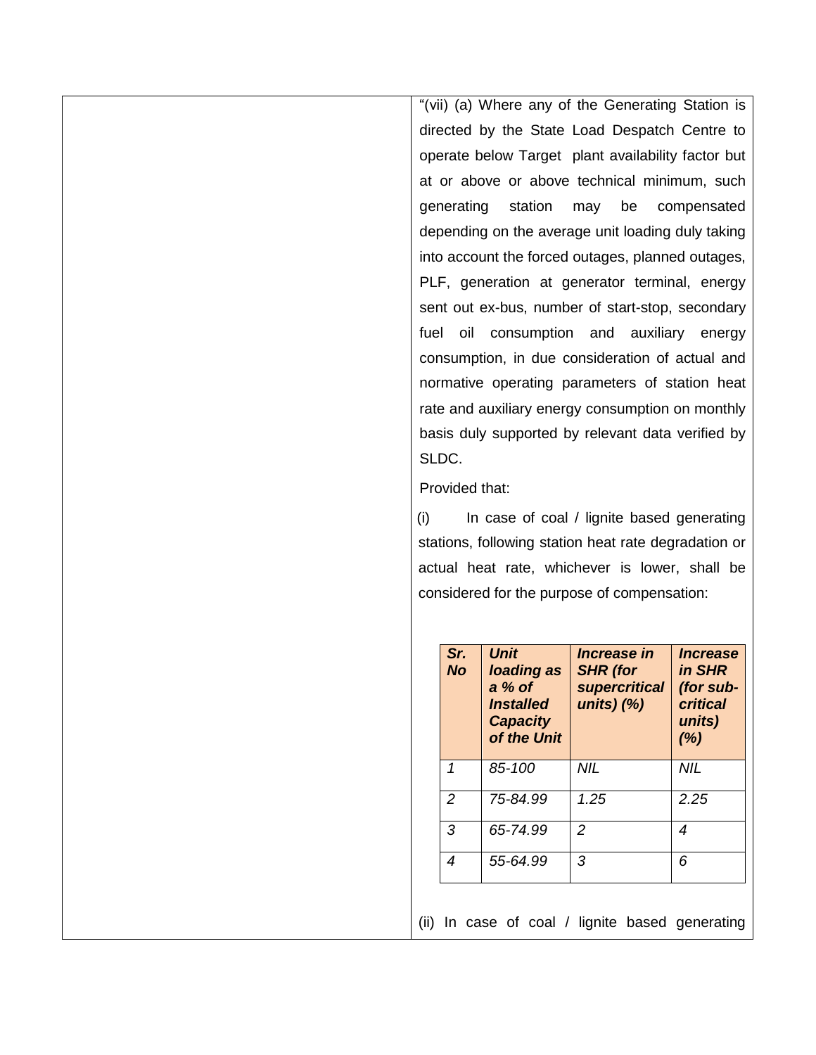"(vii) (a) Where any of the Generating Station is directed by the State Load Despatch Centre to operate below Target plant availability factor but at or above or above technical minimum, such generating station may be compensated depending on the average unit loading duly taking into account the forced outages, planned outages, PLF, generation at generator terminal, energy sent out ex-bus, number of start-stop, secondary fuel oil consumption and auxiliary energy consumption, in due consideration of actual and normative operating parameters of station heat rate and auxiliary energy consumption on monthly basis duly supported by relevant data verified by SLDC.

Provided that:

(i) In case of coal / lignite based generating stations, following station heat rate degradation or actual heat rate, whichever is lower, shall be considered for the purpose of compensation:

| ***Sr. No*** | ***Unit loading as a % of Installed Capacity of the Unit*** | ***Increase in SHR (for supercritical units) (%)*** | ***Increase in SHR (for sub-critical units) (%)*** |
|---|---|---|---|
| *1* | *85-100* | *NIL* | *NIL* |
| *2* | *75-84.99* | *1.25* | *2.25* |
| *3* | *65-74.99* | *2* | *4* |
| *4* | *55-64.99* | *3* | *6* |

(ii) In case of coal / lignite based generating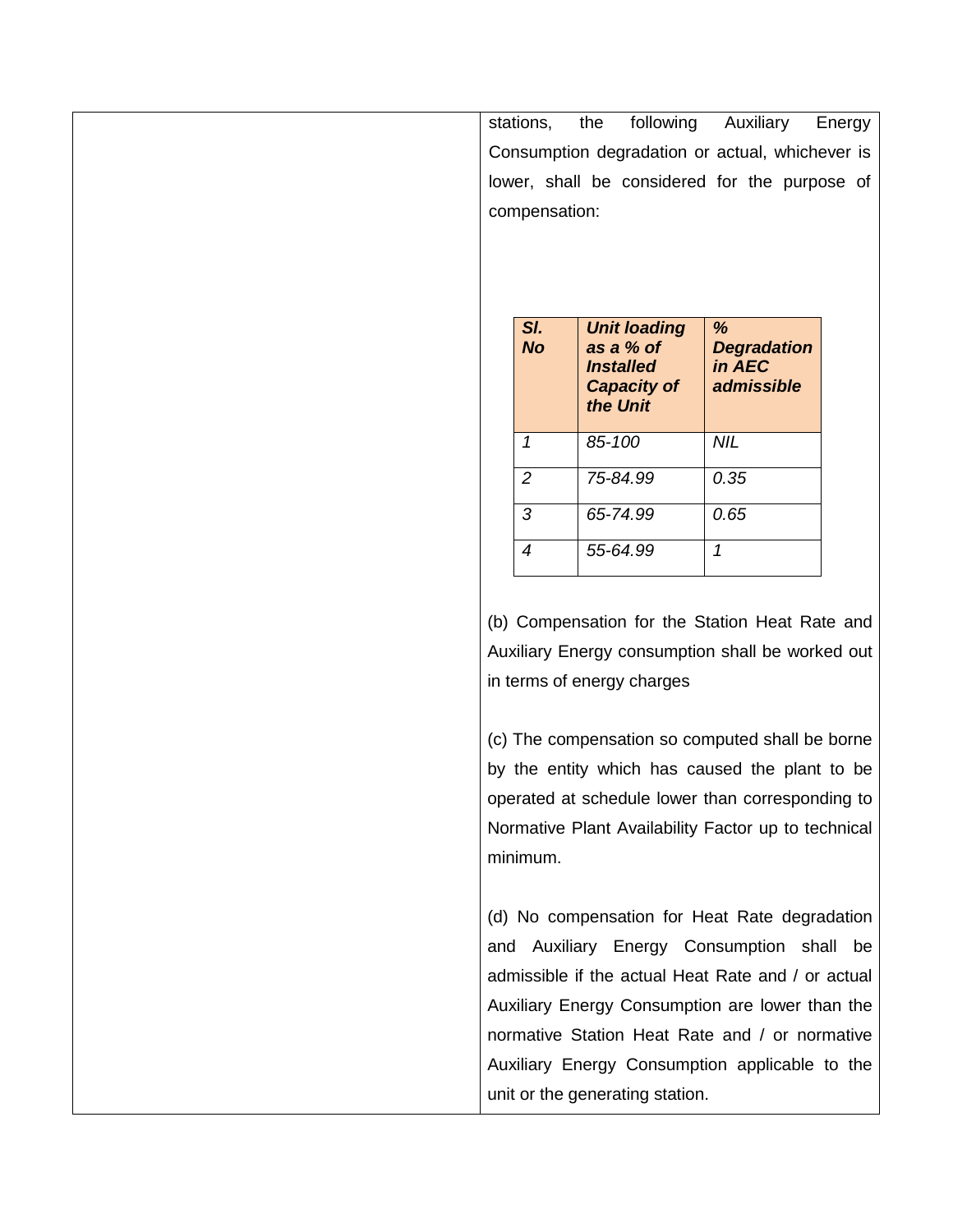stations, the following Auxiliary Energy Consumption degradation or actual, whichever is lower, shall be considered for the purpose of compensation:

| ***Sl. No*** | ***Unit loading as a % of Installed Capacity of the Unit*** | ***% Degradation in AEC admissible*** |
|---|---|---|
| *1* | *85-100* | *NIL* |
| *2* | *75-84.99* | *0.35* |
| *3* | *65-74.99* | *0.65* |
| *4* | *55-64.99* | *1* |

(b) Compensation for the Station Heat Rate and Auxiliary Energy consumption shall be worked out in terms of energy charges

(c) The compensation so computed shall be borne by the entity which has caused the plant to be operated at schedule lower than corresponding to Normative Plant Availability Factor up to technical minimum.

(d) No compensation for Heat Rate degradation and Auxiliary Energy Consumption shall be admissible if the actual Heat Rate and / or actual Auxiliary Energy Consumption are lower than the normative Station Heat Rate and / or normative Auxiliary Energy Consumption applicable to the unit or the generating station.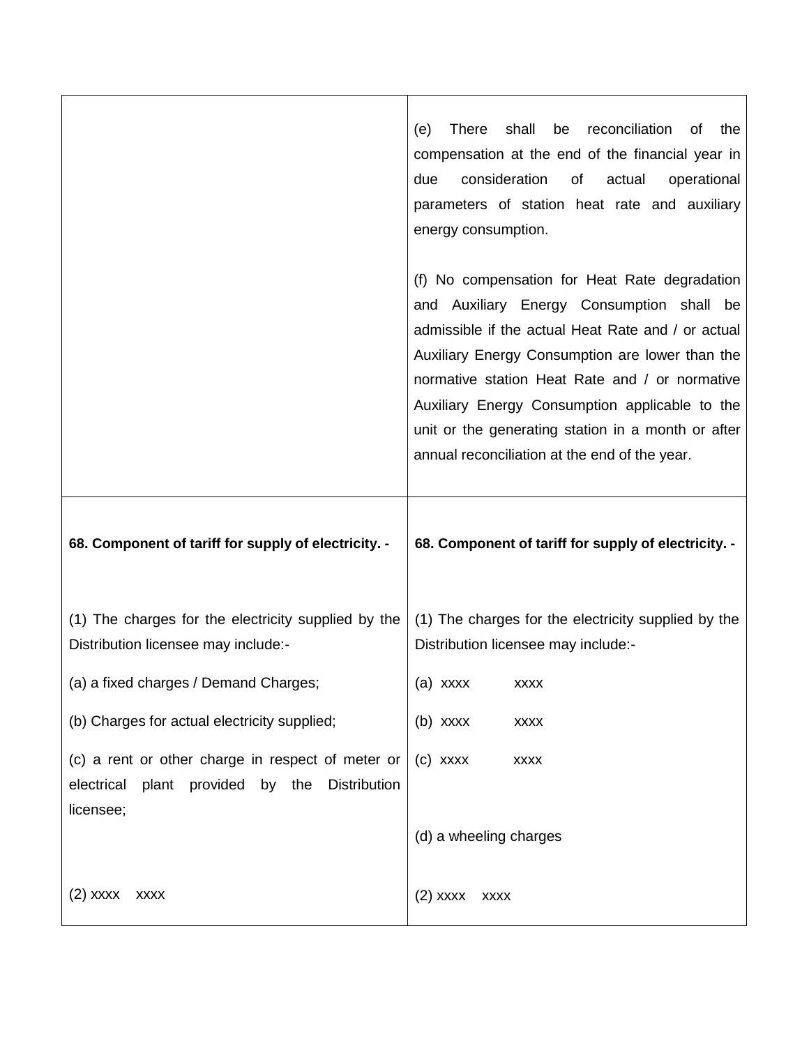| | |
|---|---|
| | (e) There shall be reconciliation of the compensation at the end of the financial year in due consideration of actual operational parameters of station heat rate and auxiliary energy consumption.<br><br>(f) No compensation for Heat Rate degradation and Auxiliary Energy Consumption shall be admissible if the actual Heat Rate and / or actual Auxiliary Energy Consumption are lower than the normative station Heat Rate and / or normative Auxiliary Energy Consumption applicable to the unit or the generating station in a month or after annual reconciliation at the end of the year. |
| **68. Component of tariff for supply of electricity. -**<br><br>(1) The charges for the electricity supplied by the Distribution licensee may include:-<br><br>(a) a fixed charges / Demand Charges;<br><br>(b) Charges for actual electricity supplied;<br><br>(c) a rent or other charge in respect of meter or electrical plant provided by the Distribution licensee;<br><br>(2) xxxx xxxx | **68. Component of tariff for supply of electricity. -**<br><br>(1) The charges for the electricity supplied by the Distribution licensee may include:-<br><br>(a) xxxx xxxx<br><br>(b) xxxx xxxx<br><br>(c) xxxx xxxx<br><br>(d) a wheeling charges<br><br>(2) xxxx xxxx |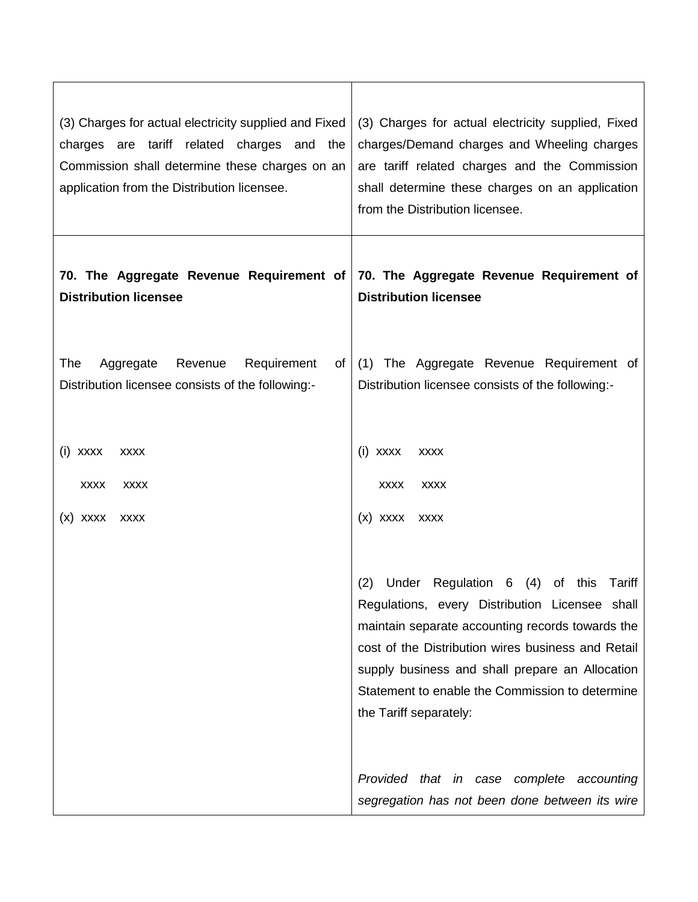| | |
|---|---|
| (3) Charges for actual electricity supplied and Fixed charges are tariff related charges and the Commission shall determine these charges on an application from the Distribution licensee. | (3) Charges for actual electricity supplied, Fixed charges/Demand charges and Wheeling charges are tariff related charges and the Commission shall determine these charges on an application from the Distribution licensee. |
| **70. The Aggregate Revenue Requirement of Distribution licensee**<br><br>The Aggregate Revenue Requirement of Distribution licensee consists of the following:-<br><br>(i) xxxx xxxx<br>xxxx xxxx<br>(x) xxxx xxxx | **70. The Aggregate Revenue Requirement of Distribution licensee**<br><br>(1) The Aggregate Revenue Requirement of Distribution licensee consists of the following:-<br><br>(i) xxxx xxxx<br>xxxx xxxx<br>(x) xxxx xxxx<br><br>(2) Under Regulation 6 (4) of this Tariff Regulations, every Distribution Licensee shall maintain separate accounting records towards the cost of the Distribution wires business and Retail supply business and shall prepare an Allocation Statement to enable the Commission to determine the Tariff separately:<br><br>*Provided that in case complete accounting segregation has not been done between its wire* |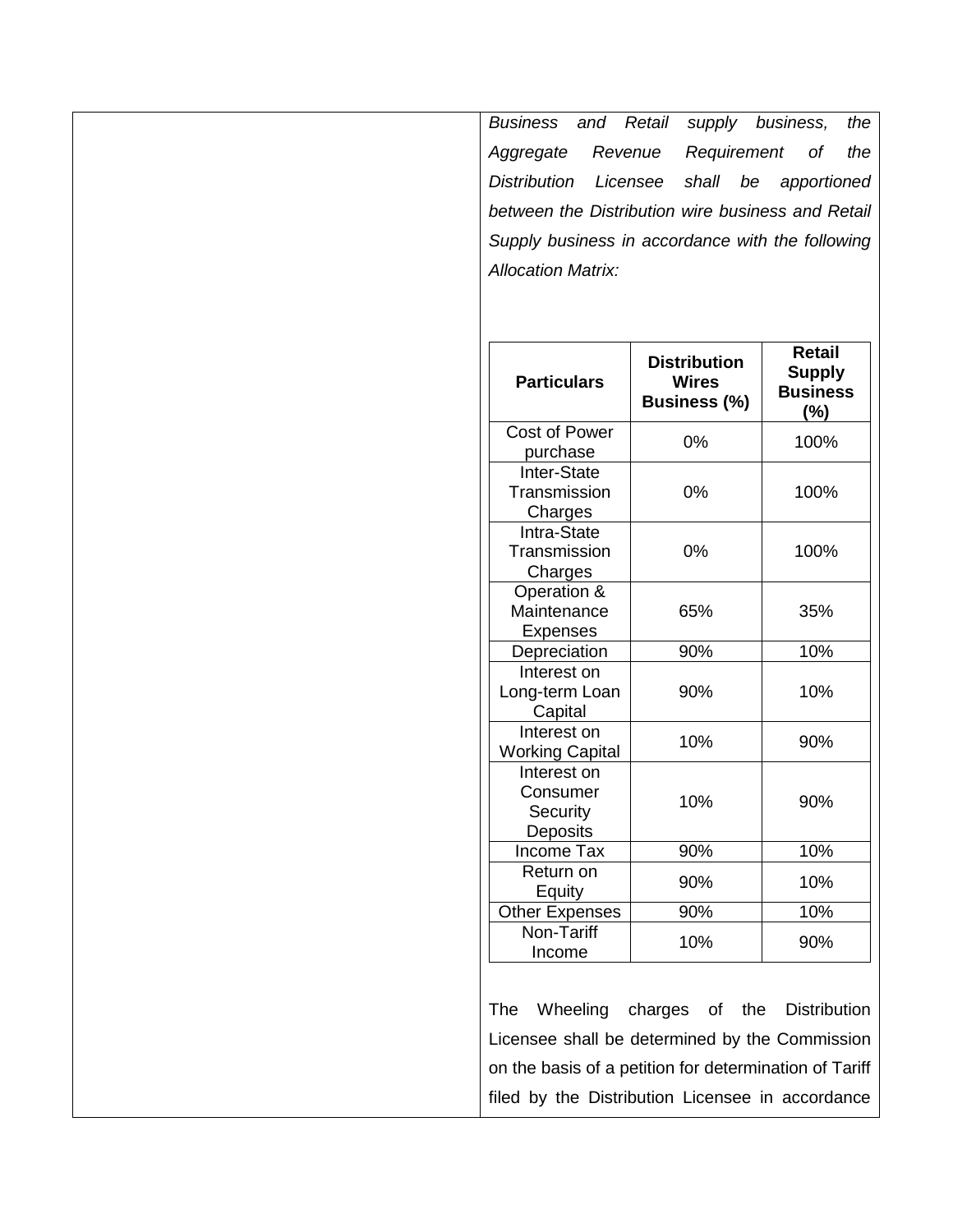*Business and Retail supply business, the Aggregate Revenue Requirement of the Distribution Licensee shall be apportioned between the Distribution wire business and Retail Supply business in accordance with the following Allocation Matrix:*

| Particulars | Distribution Wires Business (%) | Retail Supply Business (%) |
|---|---|---|
| Cost of Power purchase | 0% | 100% |
| Inter-State Transmission Charges | 0% | 100% |
| Intra-State Transmission Charges | 0% | 100% |
| Operation & Maintenance Expenses | 65% | 35% |
| Depreciation | 90% | 10% |
| Interest on Long-term Loan Capital | 90% | 10% |
| Interest on Working Capital | 10% | 90% |
| Interest on Consumer Security Deposits | 10% | 90% |
| Income Tax | 90% | 10% |
| Return on Equity | 90% | 10% |
| Other Expenses | 90% | 10% |
| Non-Tariff Income | 10% | 90% |

The Wheeling charges of the Distribution Licensee shall be determined by the Commission on the basis of a petition for determination of Tariff filed by the Distribution Licensee in accordance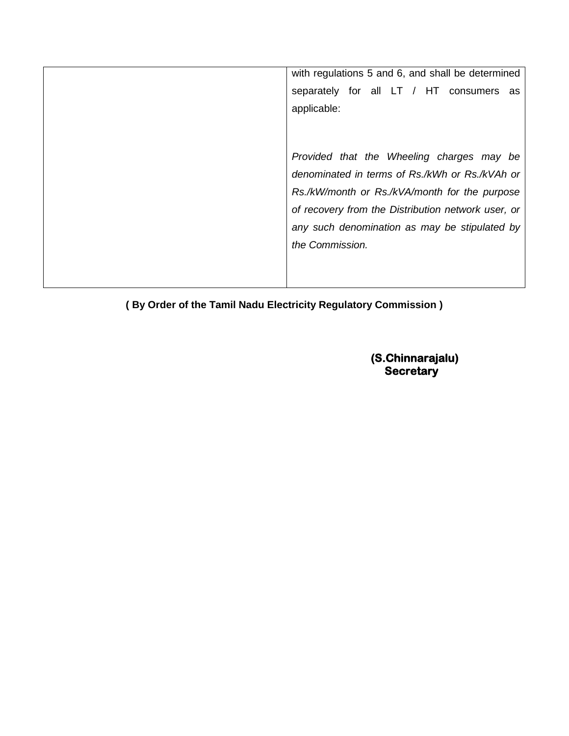| | |
|---|---|
| | with regulations 5 and 6, and shall be determined separately for all LT / HT consumers as applicable:<br><br>*Provided that the Wheeling charges may be denominated in terms of Rs./kWh or Rs./kVAh or Rs./kW/month or Rs./kVA/month for the purpose of recovery from the Distribution network user, or any such denomination as may be stipulated by the Commission.* |

**( By Order of the Tamil Nadu Electricity Regulatory Commission )**

**(S.Chinnarajalu)**
**Secretary**